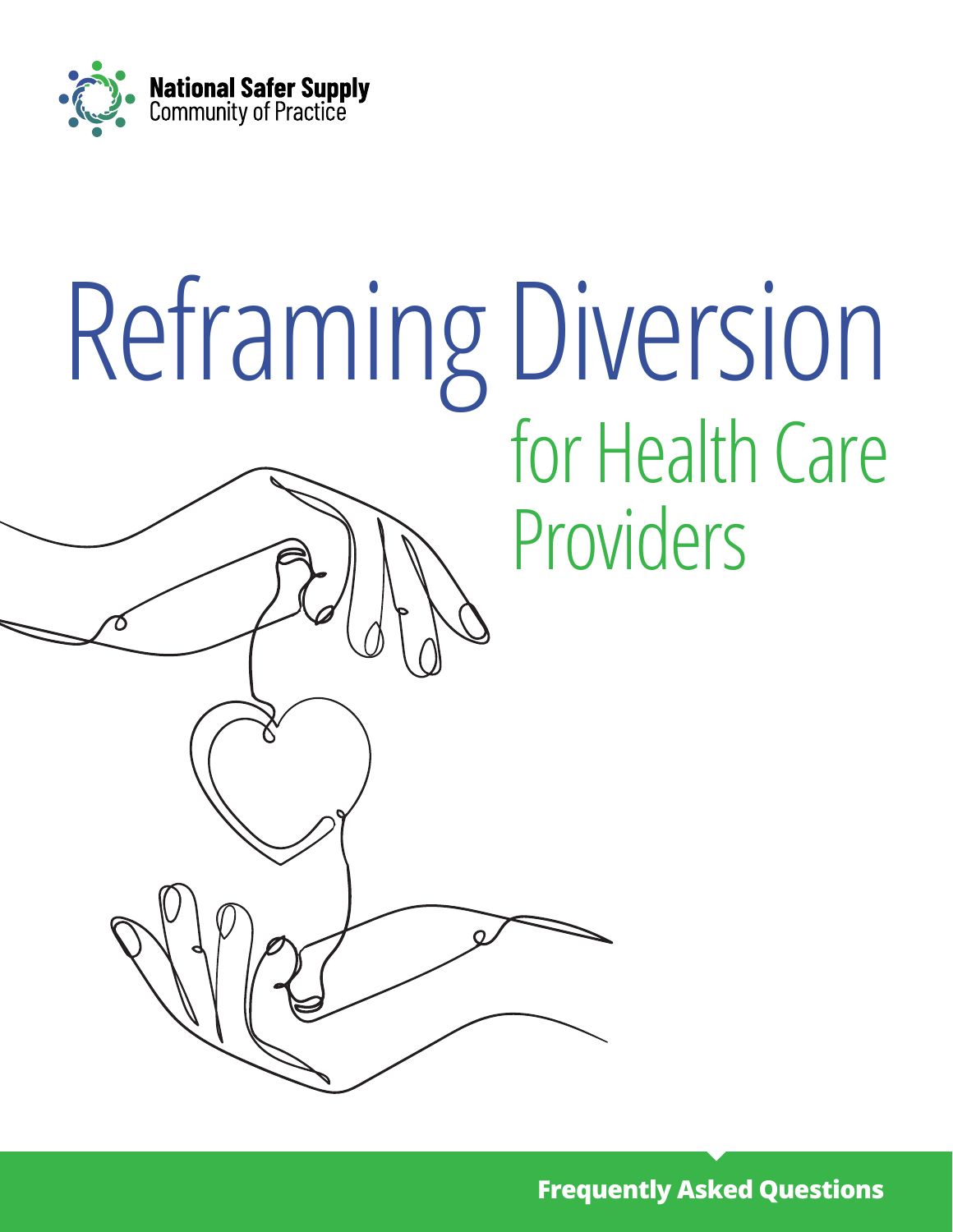National Safer Supply
Community of Practice

# Reframing Diversion

## for Health Care Providers

**Frequently Asked Questions**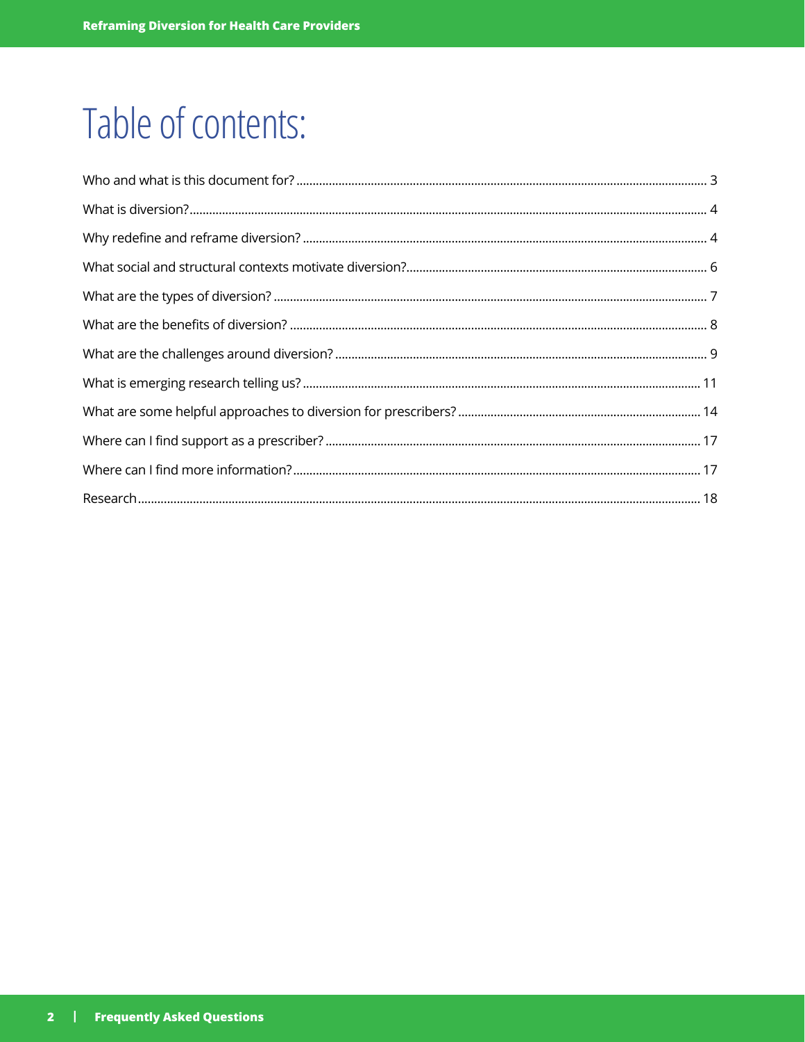# Table of contents:

| | |
|---|---|
| Who and what is this document for? | 3 |
| What is diversion? | 4 |
| Why redefine and reframe diversion? | 4 |
| What social and structural contexts motivate diversion? | 6 |
| What are the types of diversion? | 7 |
| What are the benefits of diversion? | 8 |
| What are the challenges around diversion? | 9 |
| What is emerging research telling us? | 11 |
| What are some helpful approaches to diversion for prescribers? | 14 |
| Where can I find support as a prescriber? | 17 |
| Where can I find more information? | 17 |
| Research | 18 |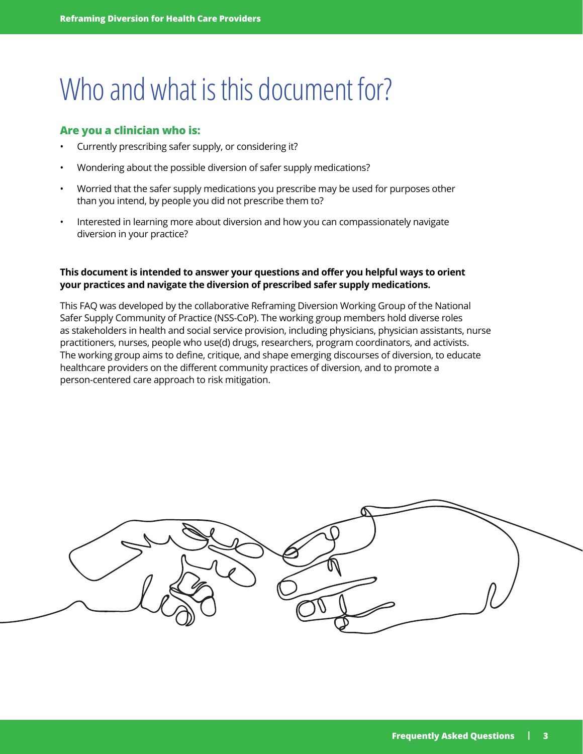# Who and what is this document for?

## Are you a clinician who is:

- Currently prescribing safer supply, or considering it?
- Wondering about the possible diversion of safer supply medications?
- Worried that the safer supply medications you prescribe may be used for purposes other than you intend, by people you did not prescribe them to?
- Interested in learning more about diversion and how you can compassionately navigate diversion in your practice?

**This document is intended to answer your questions and offer you helpful ways to orient your practices and navigate the diversion of prescribed safer supply medications.**

This FAQ was developed by the collaborative Reframing Diversion Working Group of the National Safer Supply Community of Practice (NSS-CoP). The working group members hold diverse roles as stakeholders in health and social service provision, including physicians, physician assistants, nurse practitioners, nurses, people who use(d) drugs, researchers, program coordinators, and activists. The working group aims to define, critique, and shape emerging discourses of diversion, to educate healthcare providers on the different community practices of diversion, and to promote a person-centered care approach to risk mitigation.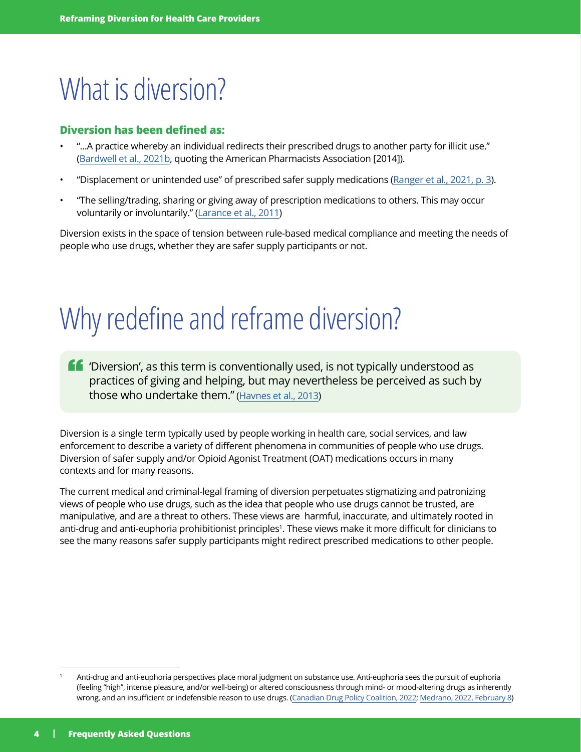# What is diversion?

**Diversion has been defined as:**

- "...A practice whereby an individual redirects their prescribed drugs to another party for illicit use." (Bardwell et al., 2021b, quoting the American Pharmacists Association [2014]).
- "Displacement or unintended use" of prescribed safer supply medications (Ranger et al., 2021, p. 3).
- "The selling/trading, sharing or giving away of prescription medications to others. This may occur voluntarily or involuntarily." (Larance et al., 2011)

Diversion exists in the space of tension between rule-based medical compliance and meeting the needs of people who use drugs, whether they are safer supply participants or not.

# Why redefine and reframe diversion?

> 'Diversion', as this term is conventionally used, is not typically understood as practices of giving and helping, but may nevertheless be perceived as such by those who undertake them." (Havnes et al., 2013)

Diversion is a single term typically used by people working in health care, social services, and law enforcement to describe a variety of different phenomena in communities of people who use drugs. Diversion of safer supply and/or Opioid Agonist Treatment (OAT) medications occurs in many contexts and for many reasons.

The current medical and criminal-legal framing of diversion perpetuates stigmatizing and patronizing views of people who use drugs, such as the idea that people who use drugs cannot be trusted, are manipulative, and are a threat to others. These views are harmful, inaccurate, and ultimately rooted in anti-drug and anti-euphoria prohibitionist principles[1]. These views make it more difficult for clinicians to see the many reasons safer supply participants might redirect prescribed medications to other people.

---

[1] Anti-drug and anti-euphoria perspectives place moral judgment on substance use. Anti-euphoria sees the pursuit of euphoria (feeling "high", intense pleasure, and/or well-being) or altered consciousness through mind- or mood-altering drugs as inherently wrong, and an insufficient or indefensible reason to use drugs. (Canadian Drug Policy Coalition, 2022; Medrano, 2022, February 8)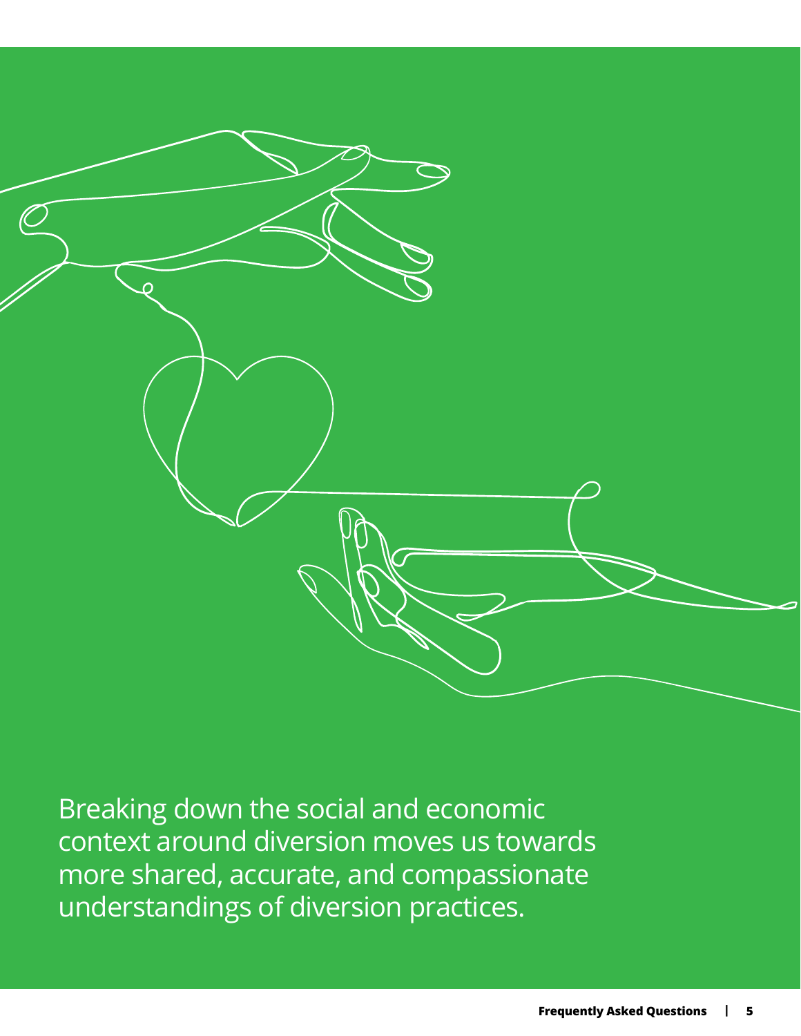Breaking down the social and economic context around diversion moves us towards more shared, accurate, and compassionate understandings of diversion practices.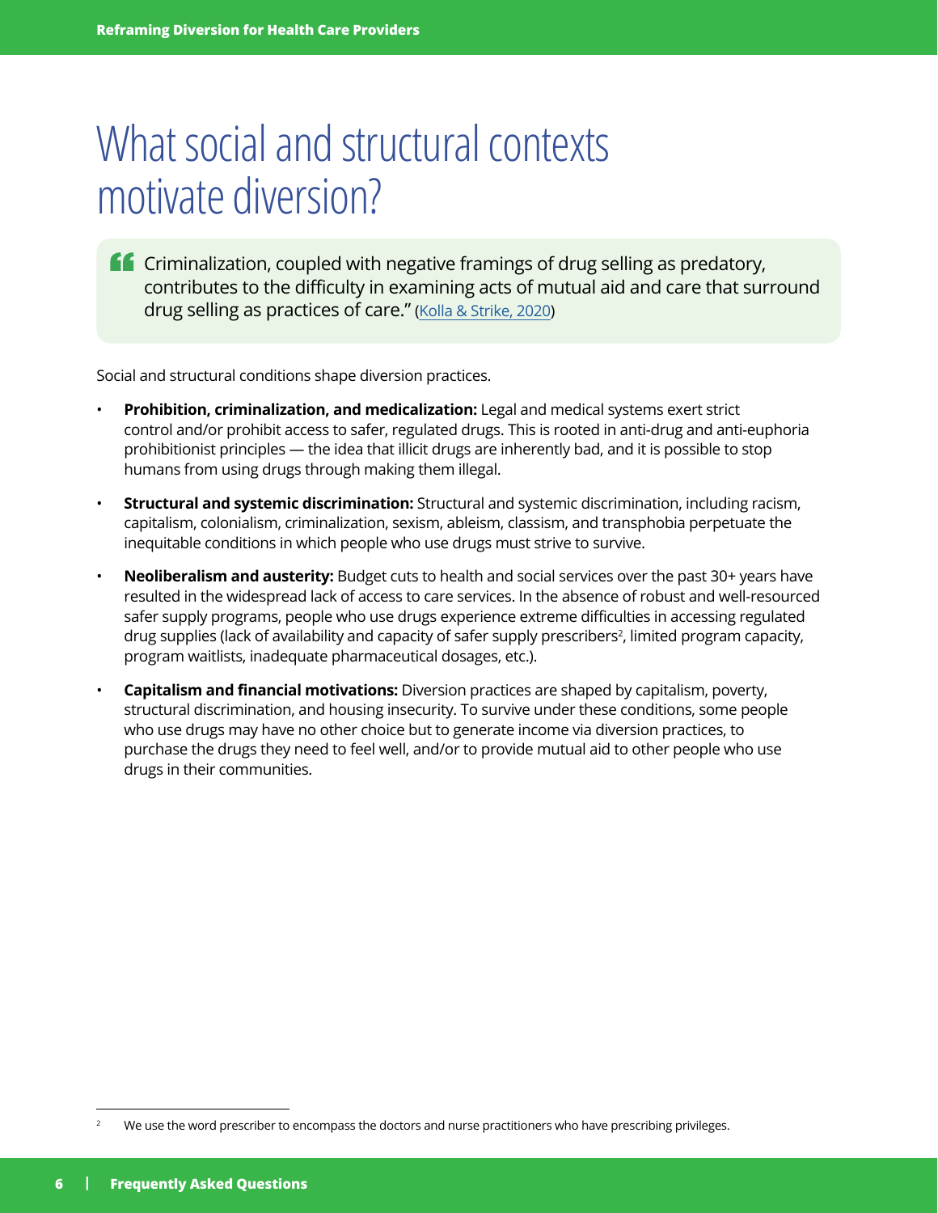# What social and structural contexts motivate diversion?

> "Criminalization, coupled with negative framings of drug selling as predatory, contributes to the difficulty in examining acts of mutual aid and care that surround drug selling as practices of care." (Kolla & Strike, 2020)

Social and structural conditions shape diversion practices.

- **Prohibition, criminalization, and medicalization:** Legal and medical systems exert strict control and/or prohibit access to safer, regulated drugs. This is rooted in anti-drug and anti-euphoria prohibitionist principles — the idea that illicit drugs are inherently bad, and it is possible to stop humans from using drugs through making them illegal.
- **Structural and systemic discrimination:** Structural and systemic discrimination, including racism, capitalism, colonialism, criminalization, sexism, ableism, classism, and transphobia perpetuate the inequitable conditions in which people who use drugs must strive to survive.
- **Neoliberalism and austerity:** Budget cuts to health and social services over the past 30+ years have resulted in the widespread lack of access to care services. In the absence of robust and well-resourced safer supply programs, people who use drugs experience extreme difficulties in accessing regulated drug supplies (lack of availability and capacity of safer supply prescribers[2], limited program capacity, program waitlists, inadequate pharmaceutical dosages, etc.).
- **Capitalism and financial motivations:** Diversion practices are shaped by capitalism, poverty, structural discrimination, and housing insecurity. To survive under these conditions, some people who use drugs may have no other choice but to generate income via diversion practices, to purchase the drugs they need to feel well, and/or to provide mutual aid to other people who use drugs in their communities.

[2] We use the word prescriber to encompass the doctors and nurse practitioners who have prescribing privileges.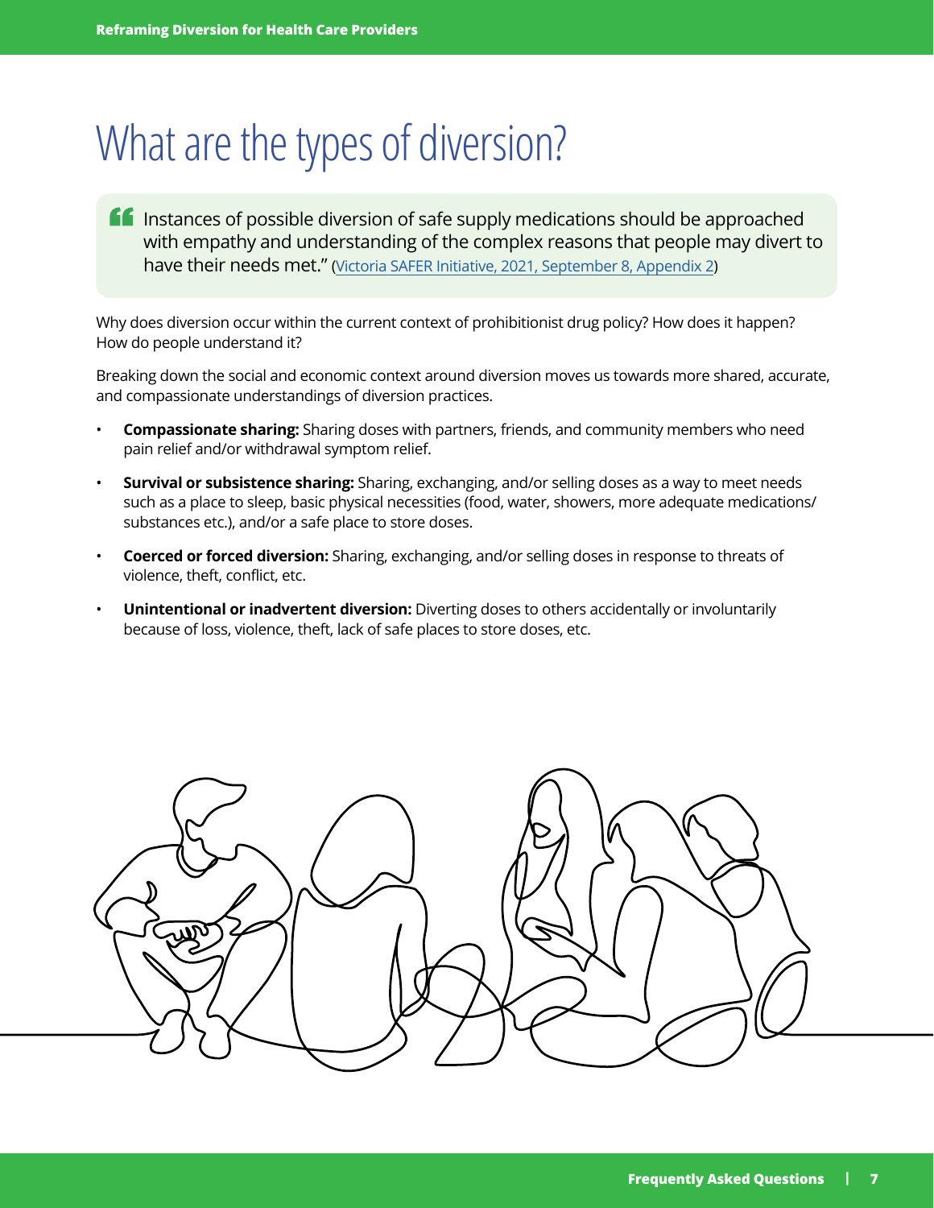# What are the types of diversion?

> Instances of possible diversion of safe supply medications should be approached with empathy and understanding of the complex reasons that people may divert to have their needs met." (Victoria SAFER Initiative, 2021, September 8, Appendix 2)

Why does diversion occur within the current context of prohibitionist drug policy? How does it happen? How do people understand it?

Breaking down the social and economic context around diversion moves us towards more shared, accurate, and compassionate understandings of diversion practices.

- **Compassionate sharing:** Sharing doses with partners, friends, and community members who need pain relief and/or withdrawal symptom relief.
- **Survival or subsistence sharing:** Sharing, exchanging, and/or selling doses as a way to meet needs such as a place to sleep, basic physical necessities (food, water, showers, more adequate medications/substances etc.), and/or a safe place to store doses.
- **Coerced or forced diversion:** Sharing, exchanging, and/or selling doses in response to threats of violence, theft, conflict, etc.
- **Unintentional or inadvertent diversion:** Diverting doses to others accidentally or involuntarily because of loss, violence, theft, lack of safe places to store doses, etc.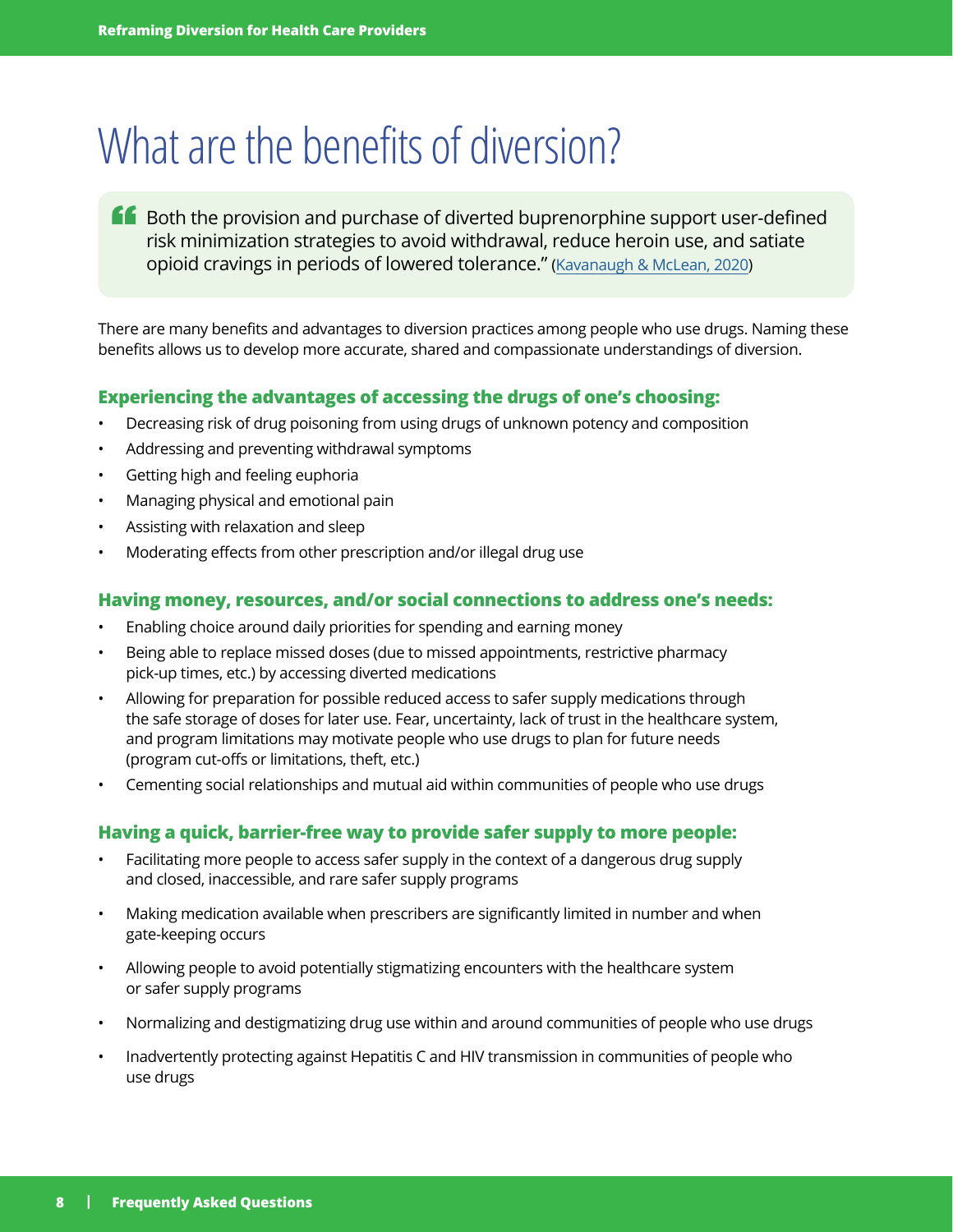# What are the benefits of diversion?

> "Both the provision and purchase of diverted buprenorphine support user-defined risk minimization strategies to avoid withdrawal, reduce heroin use, and satiate opioid cravings in periods of lowered tolerance." (Kavanaugh & McLean, 2020)

There are many benefits and advantages to diversion practices among people who use drugs. Naming these benefits allows us to develop more accurate, shared and compassionate understandings of diversion.

### Experiencing the advantages of accessing the drugs of one's choosing:

- Decreasing risk of drug poisoning from using drugs of unknown potency and composition
- Addressing and preventing withdrawal symptoms
- Getting high and feeling euphoria
- Managing physical and emotional pain
- Assisting with relaxation and sleep
- Moderating effects from other prescription and/or illegal drug use

### Having money, resources, and/or social connections to address one's needs:

- Enabling choice around daily priorities for spending and earning money
- Being able to replace missed doses (due to missed appointments, restrictive pharmacy pick-up times, etc.) by accessing diverted medications
- Allowing for preparation for possible reduced access to safer supply medications through the safe storage of doses for later use. Fear, uncertainty, lack of trust in the healthcare system, and program limitations may motivate people who use drugs to plan for future needs (program cut-offs or limitations, theft, etc.)
- Cementing social relationships and mutual aid within communities of people who use drugs

### Having a quick, barrier-free way to provide safer supply to more people:

- Facilitating more people to access safer supply in the context of a dangerous drug supply and closed, inaccessible, and rare safer supply programs
- Making medication available when prescribers are significantly limited in number and when gate-keeping occurs
- Allowing people to avoid potentially stigmatizing encounters with the healthcare system or safer supply programs
- Normalizing and destigmatizing drug use within and around communities of people who use drugs
- Inadvertently protecting against Hepatitis C and HIV transmission in communities of people who use drugs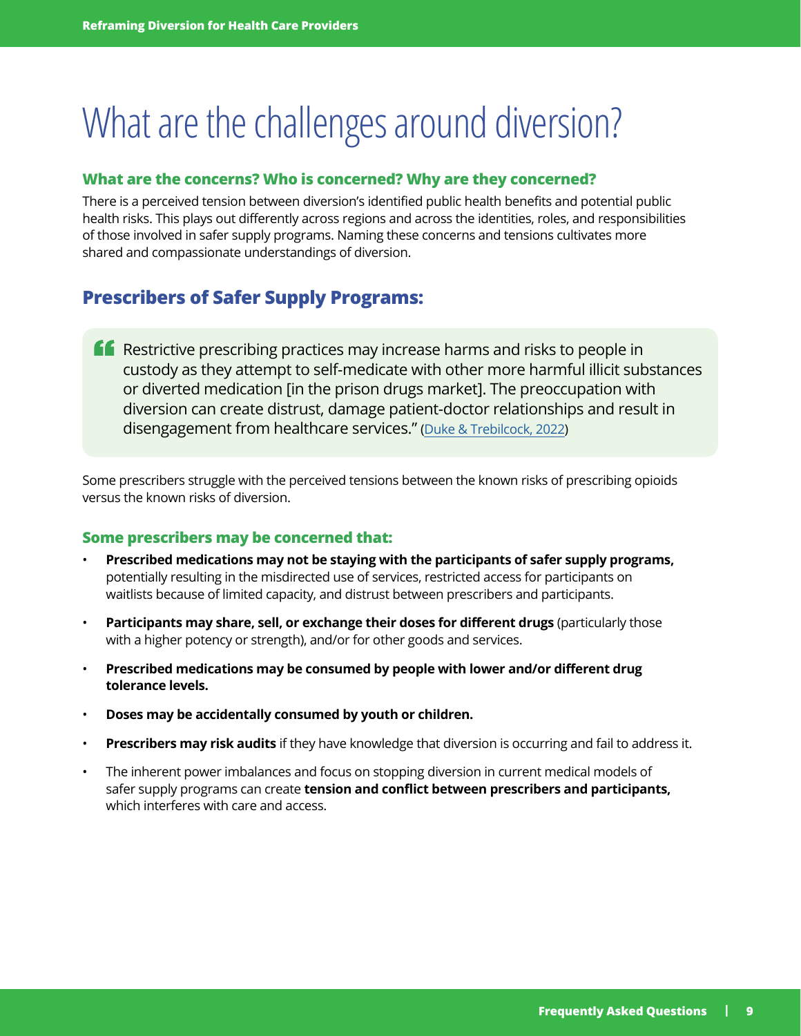# What are the challenges around diversion?

### What are the concerns? Who is concerned? Why are they concerned?

There is a perceived tension between diversion's identified public health benefits and potential public health risks. This plays out differently across regions and across the identities, roles, and responsibilities of those involved in safer supply programs. Naming these concerns and tensions cultivates more shared and compassionate understandings of diversion.

## Prescribers of Safer Supply Programs:

> "Restrictive prescribing practices may increase harms and risks to people in custody as they attempt to self-medicate with other more harmful illicit substances or diverted medication [in the prison drugs market]. The preoccupation with diversion can create distrust, damage patient-doctor relationships and result in disengagement from healthcare services." (Duke & Trebilcock, 2022)

Some prescribers struggle with the perceived tensions between the known risks of prescribing opioids versus the known risks of diversion.

### Some prescribers may be concerned that:

- **Prescribed medications may not be staying with the participants of safer supply programs,** potentially resulting in the misdirected use of services, restricted access for participants on waitlists because of limited capacity, and distrust between prescribers and participants.
- **Participants may share, sell, or exchange their doses for different drugs** (particularly those with a higher potency or strength), and/or for other goods and services.
- **Prescribed medications may be consumed by people with lower and/or different drug tolerance levels.**
- **Doses may be accidentally consumed by youth or children.**
- **Prescribers may risk audits** if they have knowledge that diversion is occurring and fail to address it.
- The inherent power imbalances and focus on stopping diversion in current medical models of safer supply programs can create **tension and conflict between prescribers and participants,** which interferes with care and access.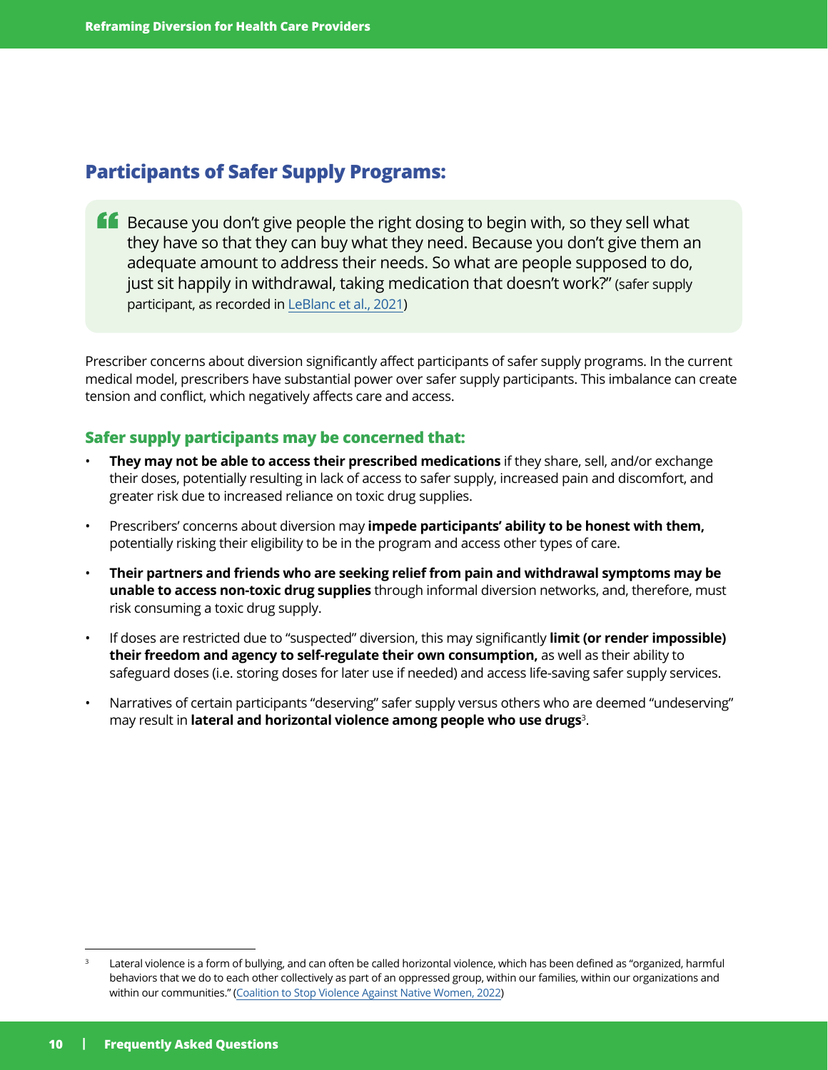## Participants of Safer Supply Programs:

> "Because you don't give people the right dosing to begin with, so they sell what they have so that they can buy what they need. Because you don't give them an adequate amount to address their needs. So what are people supposed to do, just sit happily in withdrawal, taking medication that doesn't work?" (safer supply participant, as recorded in LeBlanc et al., 2021)

Prescriber concerns about diversion significantly affect participants of safer supply programs. In the current medical model, prescribers have substantial power over safer supply participants. This imbalance can create tension and conflict, which negatively affects care and access.

### Safer supply participants may be concerned that:

- **They may not be able to access their prescribed medications** if they share, sell, and/or exchange their doses, potentially resulting in lack of access to safer supply, increased pain and discomfort, and greater risk due to increased reliance on toxic drug supplies.
- Prescribers' concerns about diversion may **impede participants' ability to be honest with them,** potentially risking their eligibility to be in the program and access other types of care.
- **Their partners and friends who are seeking relief from pain and withdrawal symptoms may be unable to access non-toxic drug supplies** through informal diversion networks, and, therefore, must risk consuming a toxic drug supply.
- If doses are restricted due to "suspected" diversion, this may significantly **limit (or render impossible) their freedom and agency to self-regulate their own consumption,** as well as their ability to safeguard doses (i.e. storing doses for later use if needed) and access life-saving safer supply services.
- Narratives of certain participants "deserving" safer supply versus others who are deemed "undeserving" may result in **lateral and horizontal violence among people who use drugs**[3].

---

[3] Lateral violence is a form of bullying, and can often be called horizontal violence, which has been defined as "organized, harmful behaviors that we do to each other collectively as part of an oppressed group, within our families, within our organizations and within our communities." (Coalition to Stop Violence Against Native Women, 2022)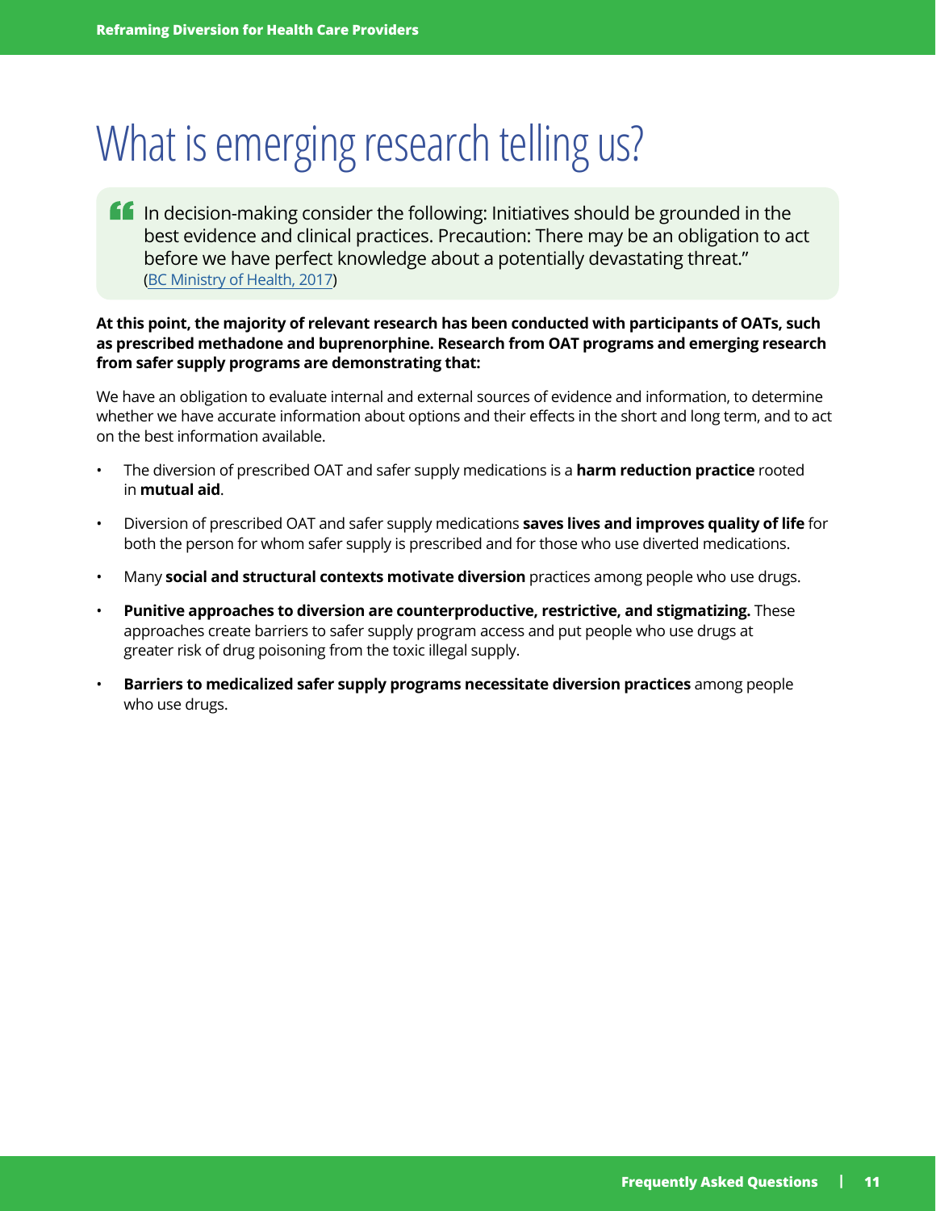# What is emerging research telling us?

> In decision-making consider the following: Initiatives should be grounded in the best evidence and clinical practices. Precaution: There may be an obligation to act before we have perfect knowledge about a potentially devastating threat."
> (BC Ministry of Health, 2017)

**At this point, the majority of relevant research has been conducted with participants of OATs, such as prescribed methadone and buprenorphine. Research from OAT programs and emerging research from safer supply programs are demonstrating that:**

We have an obligation to evaluate internal and external sources of evidence and information, to determine whether we have accurate information about options and their effects in the short and long term, and to act on the best information available.

- The diversion of prescribed OAT and safer supply medications is a **harm reduction practice** rooted in **mutual aid**.
- Diversion of prescribed OAT and safer supply medications **saves lives and improves quality of life** for both the person for whom safer supply is prescribed and for those who use diverted medications.
- Many **social and structural contexts motivate diversion** practices among people who use drugs.
- **Punitive approaches to diversion are counterproductive, restrictive, and stigmatizing.** These approaches create barriers to safer supply program access and put people who use drugs at greater risk of drug poisoning from the toxic illegal supply.
- **Barriers to medicalized safer supply programs necessitate diversion practices** among people who use drugs.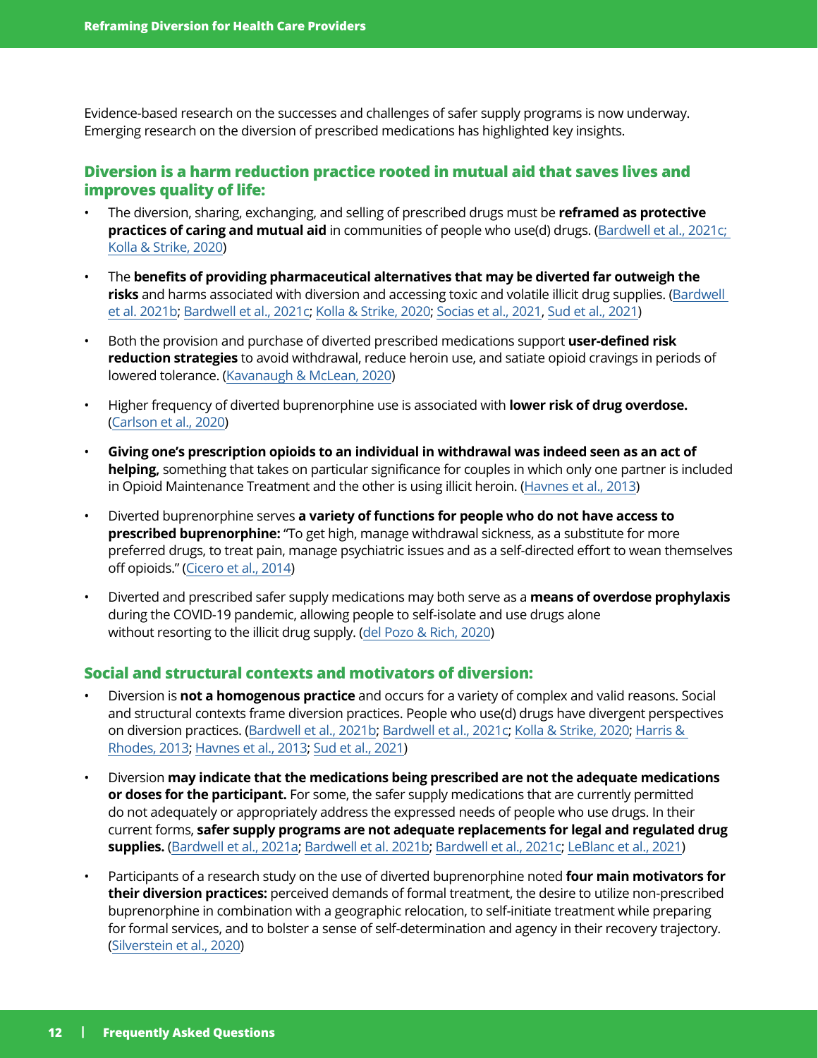Evidence-based research on the successes and challenges of safer supply programs is now underway. Emerging research on the diversion of prescribed medications has highlighted key insights.

## Diversion is a harm reduction practice rooted in mutual aid that saves lives and improves quality of life:

- The diversion, sharing, exchanging, and selling of prescribed drugs must be **reframed as protective practices of caring and mutual aid** in communities of people who use(d) drugs. (Bardwell et al., 2021c; Kolla & Strike, 2020)
- The **benefits of providing pharmaceutical alternatives that may be diverted far outweigh the risks** and harms associated with diversion and accessing toxic and volatile illicit drug supplies. (Bardwell et al. 2021b; Bardwell et al., 2021c; Kolla & Strike, 2020; Socias et al., 2021, Sud et al., 2021)
- Both the provision and purchase of diverted prescribed medications support **user-defined risk reduction strategies** to avoid withdrawal, reduce heroin use, and satiate opioid cravings in periods of lowered tolerance. (Kavanaugh & McLean, 2020)
- Higher frequency of diverted buprenorphine use is associated with **lower risk of drug overdose.** (Carlson et al., 2020)
- **Giving one's prescription opioids to an individual in withdrawal was indeed seen as an act of helping,** something that takes on particular significance for couples in which only one partner is included in Opioid Maintenance Treatment and the other is using illicit heroin. (Havnes et al., 2013)
- Diverted buprenorphine serves **a variety of functions for people who do not have access to prescribed buprenorphine:** "To get high, manage withdrawal sickness, as a substitute for more preferred drugs, to treat pain, manage psychiatric issues and as a self-directed effort to wean themselves off opioids." (Cicero et al., 2014)
- Diverted and prescribed safer supply medications may both serve as a **means of overdose prophylaxis** during the COVID-19 pandemic, allowing people to self-isolate and use drugs alone without resorting to the illicit drug supply. (del Pozo & Rich, 2020)

## Social and structural contexts and motivators of diversion:

- Diversion is **not a homogenous practice** and occurs for a variety of complex and valid reasons. Social and structural contexts frame diversion practices. People who use(d) drugs have divergent perspectives on diversion practices. (Bardwell et al., 2021b; Bardwell et al., 2021c; Kolla & Strike, 2020; Harris & Rhodes, 2013; Havnes et al., 2013; Sud et al., 2021)
- Diversion **may indicate that the medications being prescribed are not the adequate medications or doses for the participant.** For some, the safer supply medications that are currently permitted do not adequately or appropriately address the expressed needs of people who use drugs. In their current forms, **safer supply programs are not adequate replacements for legal and regulated drug supplies.** (Bardwell et al., 2021a; Bardwell et al. 2021b; Bardwell et al., 2021c; LeBlanc et al., 2021)
- Participants of a research study on the use of diverted buprenorphine noted **four main motivators for their diversion practices:** perceived demands of formal treatment, the desire to utilize non-prescribed buprenorphine in combination with a geographic relocation, to self-initiate treatment while preparing for formal services, and to bolster a sense of self-determination and agency in their recovery trajectory. (Silverstein et al., 2020)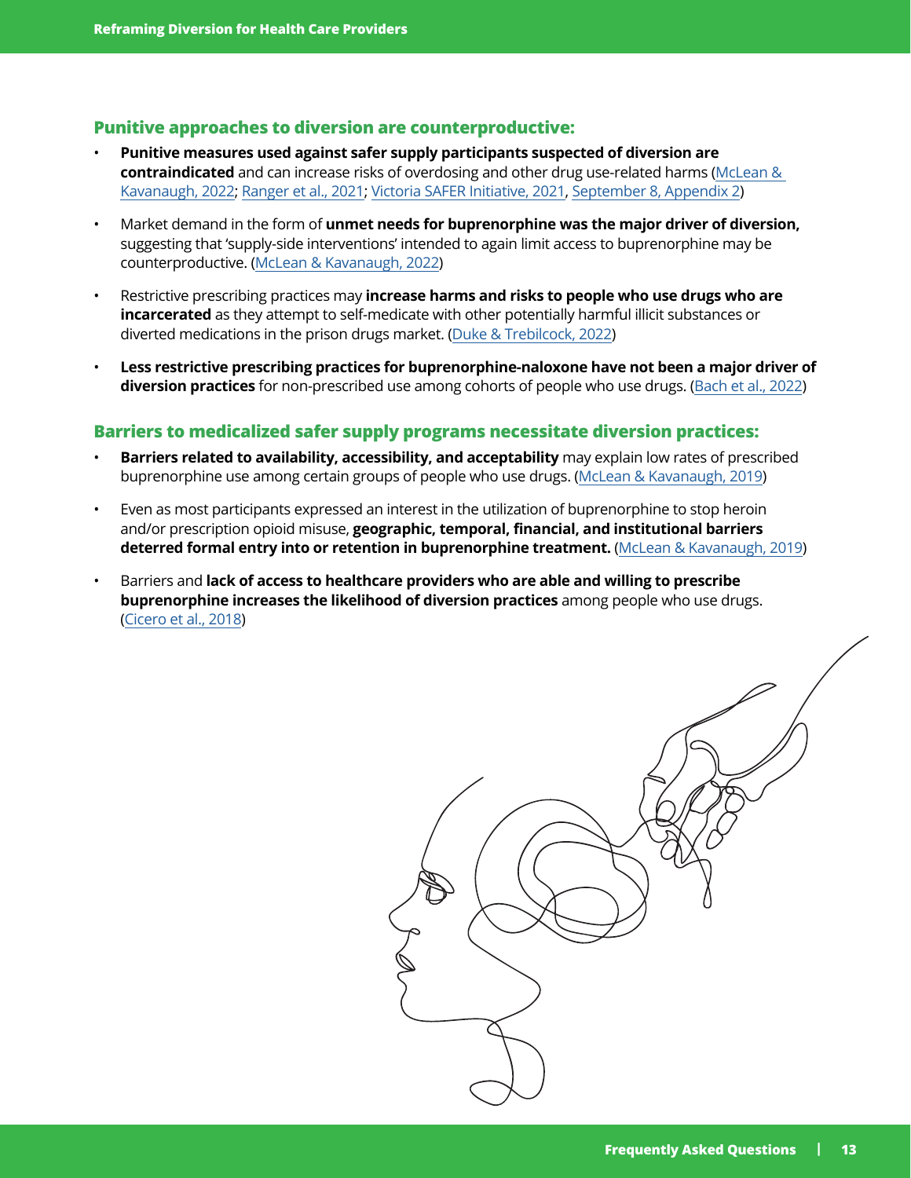## Punitive approaches to diversion are counterproductive:

- **Punitive measures used against safer supply participants suspected of diversion are contraindicated** and can increase risks of overdosing and other drug use-related harms (McLean & Kavanaugh, 2022; Ranger et al., 2021; Victoria SAFER Initiative, 2021, September 8, Appendix 2)
- Market demand in the form of **unmet needs for buprenorphine was the major driver of diversion,** suggesting that 'supply-side interventions' intended to again limit access to buprenorphine may be counterproductive. (McLean & Kavanaugh, 2022)
- Restrictive prescribing practices may **increase harms and risks to people who use drugs who are incarcerated** as they attempt to self-medicate with other potentially harmful illicit substances or diverted medications in the prison drugs market. (Duke & Trebilcock, 2022)
- **Less restrictive prescribing practices for buprenorphine-naloxone have not been a major driver of diversion practices** for non-prescribed use among cohorts of people who use drugs. (Bach et al., 2022)

## Barriers to medicalized safer supply programs necessitate diversion practices:

- **Barriers related to availability, accessibility, and acceptability** may explain low rates of prescribed buprenorphine use among certain groups of people who use drugs. (McLean & Kavanaugh, 2019)
- Even as most participants expressed an interest in the utilization of buprenorphine to stop heroin and/or prescription opioid misuse, **geographic, temporal, financial, and institutional barriers deterred formal entry into or retention in buprenorphine treatment.** (McLean & Kavanaugh, 2019)
- Barriers and **lack of access to healthcare providers who are able and willing to prescribe buprenorphine increases the likelihood of diversion practices** among people who use drugs. (Cicero et al., 2018)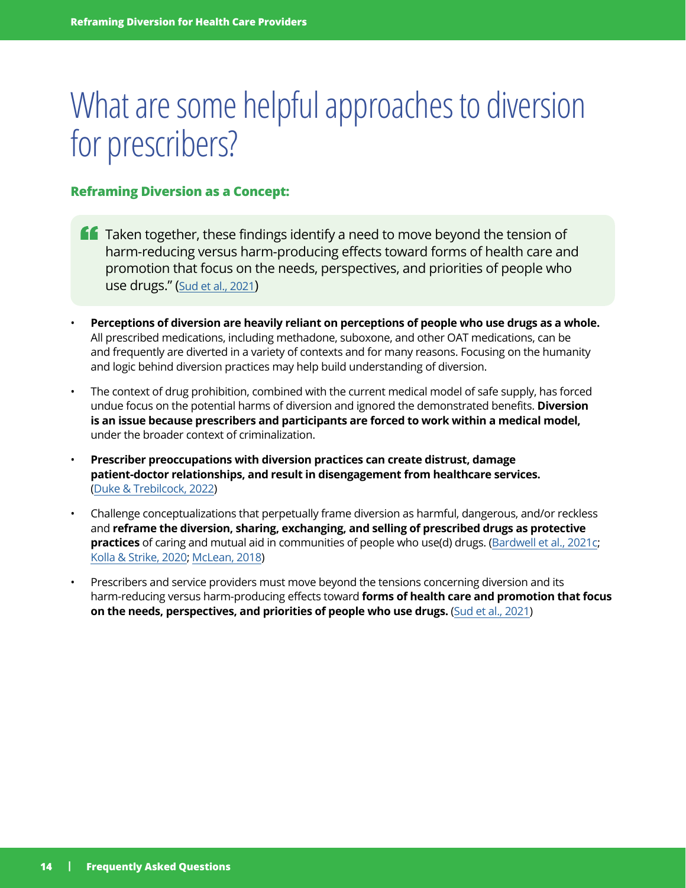# What are some helpful approaches to diversion for prescribers?

### Reframing Diversion as a Concept:

> "Taken together, these findings identify a need to move beyond the tension of harm-reducing versus harm-producing effects toward forms of health care and promotion that focus on the needs, perspectives, and priorities of people who use drugs." (Sud et al., 2021)

- **Perceptions of diversion are heavily reliant on perceptions of people who use drugs as a whole.** All prescribed medications, including methadone, suboxone, and other OAT medications, can be and frequently are diverted in a variety of contexts and for many reasons. Focusing on the humanity and logic behind diversion practices may help build understanding of diversion.
- The context of drug prohibition, combined with the current medical model of safe supply, has forced undue focus on the potential harms of diversion and ignored the demonstrated benefits. **Diversion is an issue because prescribers and participants are forced to work within a medical model,** under the broader context of criminalization.
- **Prescriber preoccupations with diversion practices can create distrust, damage patient-doctor relationships, and result in disengagement from healthcare services.** (Duke & Trebilcock, 2022)
- Challenge conceptualizations that perpetually frame diversion as harmful, dangerous, and/or reckless and **reframe the diversion, sharing, exchanging, and selling of prescribed drugs as protective practices** of caring and mutual aid in communities of people who use(d) drugs. (Bardwell et al., 2021c; Kolla & Strike, 2020; McLean, 2018)
- Prescribers and service providers must move beyond the tensions concerning diversion and its harm-reducing versus harm-producing effects toward **forms of health care and promotion that focus on the needs, perspectives, and priorities of people who use drugs.** (Sud et al., 2021)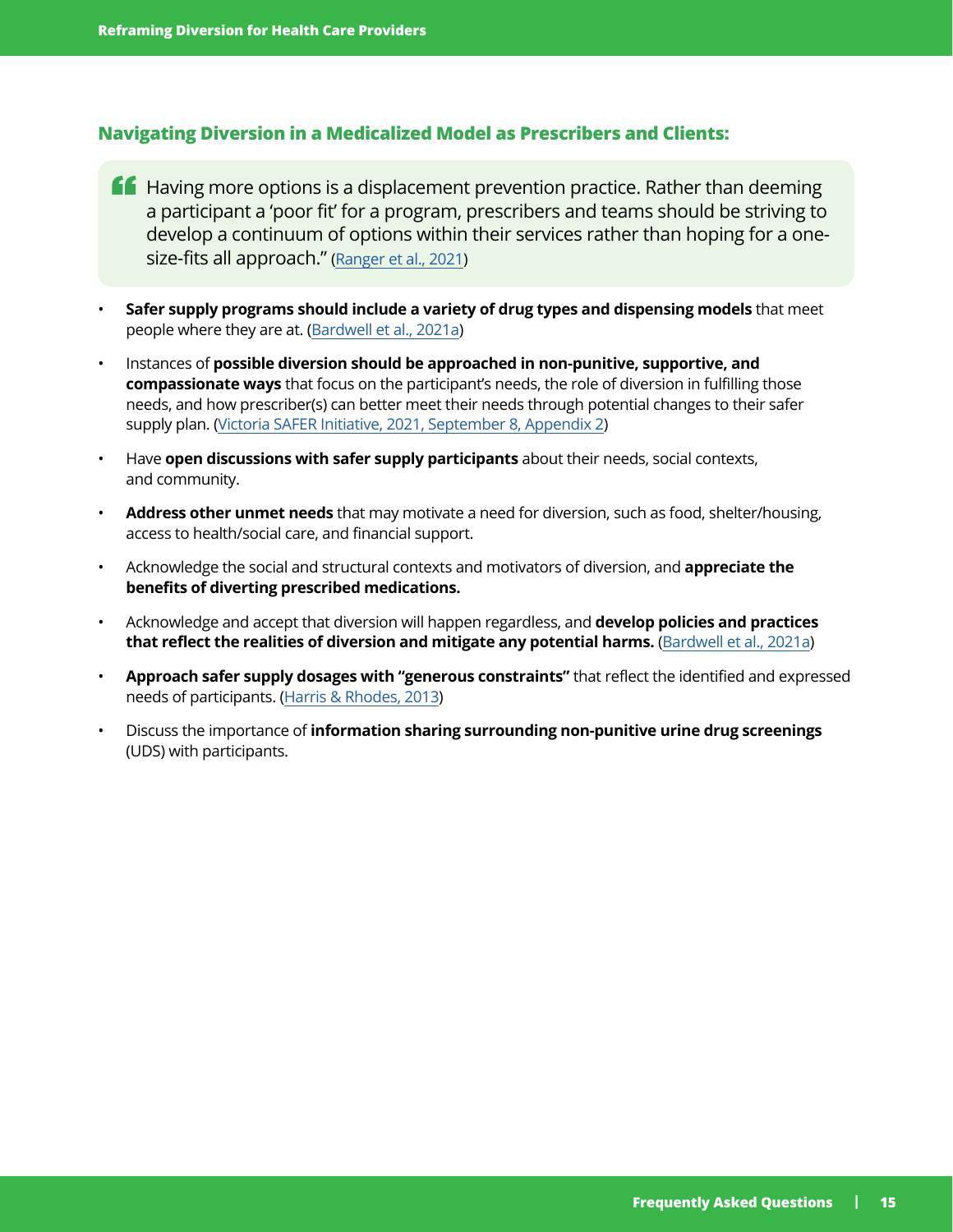## Navigating Diversion in a Medicalized Model as Prescribers and Clients:

> "Having more options is a displacement prevention practice. Rather than deeming a participant a 'poor fit' for a program, prescribers and teams should be striving to develop a continuum of options within their services rather than hoping for a one-size-fits all approach." (Ranger et al., 2021)

- **Safer supply programs should include a variety of drug types and dispensing models** that meet people where they are at. (Bardwell et al., 2021a)
- Instances of **possible diversion should be approached in non-punitive, supportive, and compassionate ways** that focus on the participant's needs, the role of diversion in fulfilling those needs, and how prescriber(s) can better meet their needs through potential changes to their safer supply plan. (Victoria SAFER Initiative, 2021, September 8, Appendix 2)
- Have **open discussions with safer supply participants** about their needs, social contexts, and community.
- **Address other unmet needs** that may motivate a need for diversion, such as food, shelter/housing, access to health/social care, and financial support.
- Acknowledge the social and structural contexts and motivators of diversion, and **appreciate the benefits of diverting prescribed medications.**
- Acknowledge and accept that diversion will happen regardless, and **develop policies and practices that reflect the realities of diversion and mitigate any potential harms.** (Bardwell et al., 2021a)
- **Approach safer supply dosages with "generous constraints"** that reflect the identified and expressed needs of participants. (Harris & Rhodes, 2013)
- Discuss the importance of **information sharing surrounding non-punitive urine drug screenings** (UDS) with participants.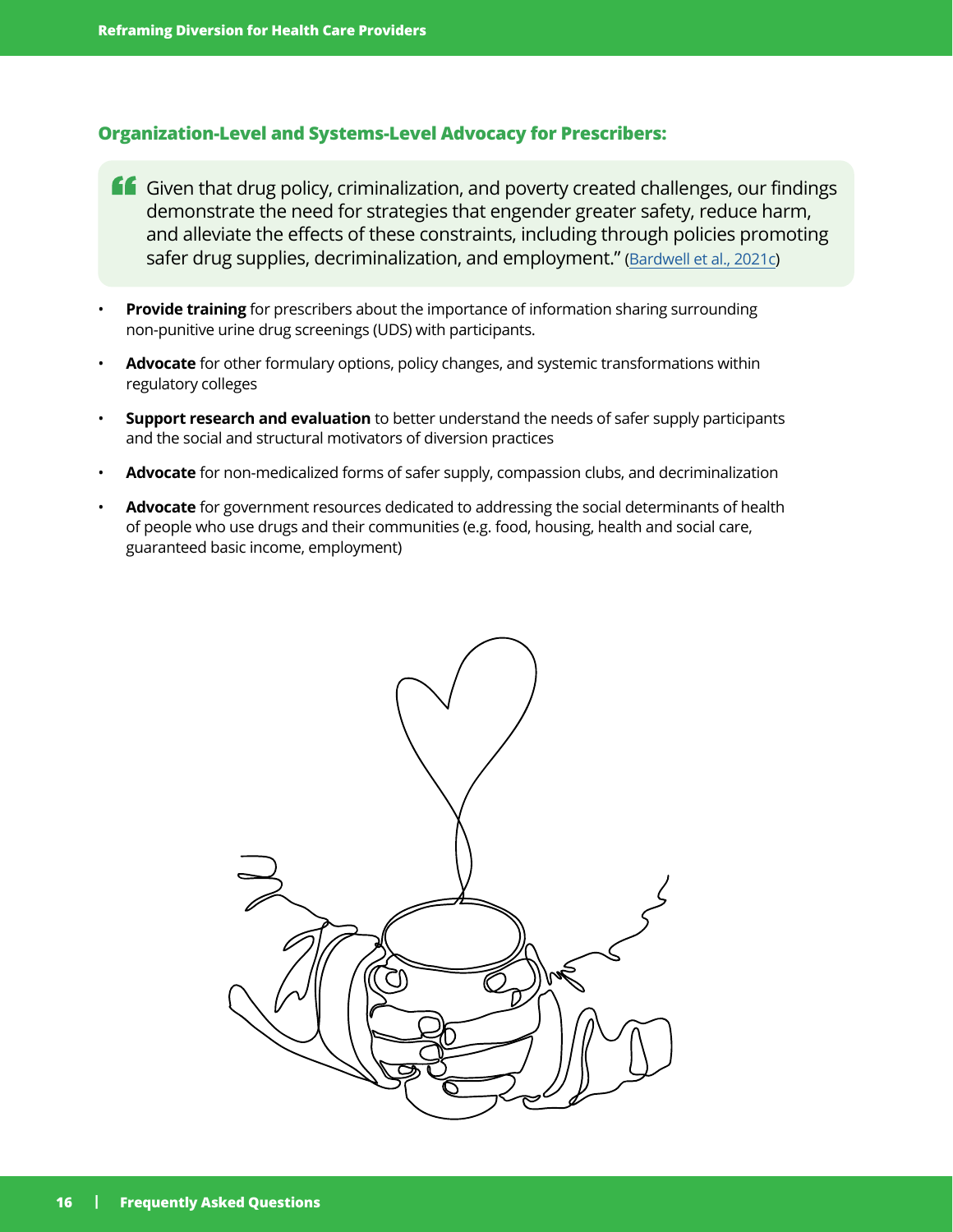### Organization-Level and Systems-Level Advocacy for Prescribers:

> "Given that drug policy, criminalization, and poverty created challenges, our findings demonstrate the need for strategies that engender greater safety, reduce harm, and alleviate the effects of these constraints, including through policies promoting safer drug supplies, decriminalization, and employment." (Bardwell et al., 2021c)

- **Provide training** for prescribers about the importance of information sharing surrounding non-punitive urine drug screenings (UDS) with participants.
- **Advocate** for other formulary options, policy changes, and systemic transformations within regulatory colleges
- **Support research and evaluation** to better understand the needs of safer supply participants and the social and structural motivators of diversion practices
- **Advocate** for non-medicalized forms of safer supply, compassion clubs, and decriminalization
- **Advocate** for government resources dedicated to addressing the social determinants of health of people who use drugs and their communities (e.g. food, housing, health and social care, guaranteed basic income, employment)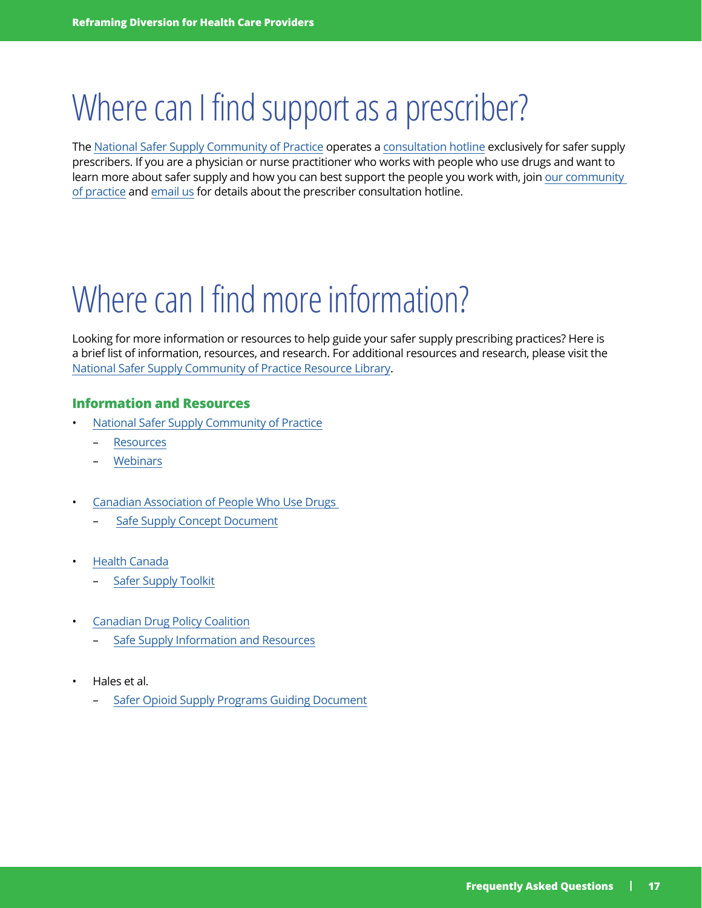# Where can I find support as a prescriber?

The National Safer Supply Community of Practice operates a consultation hotline exclusively for safer supply prescribers. If you are a physician or nurse practitioner who works with people who use drugs and want to learn more about safer supply and how you can best support the people you work with, join our community of practice and email us for details about the prescriber consultation hotline.

# Where can I find more information?

Looking for more information or resources to help guide your safer supply prescribing practices? Here is a brief list of information, resources, and research. For additional resources and research, please visit the National Safer Supply Community of Practice Resource Library.

### Information and Resources

- National Safer Supply Community of Practice
  - Resources
  - Webinars
- Canadian Association of People Who Use Drugs
  - Safe Supply Concept Document
- Health Canada
  - Safer Supply Toolkit
- Canadian Drug Policy Coalition
  - Safe Supply Information and Resources
- Hales et al.
  - Safer Opioid Supply Programs Guiding Document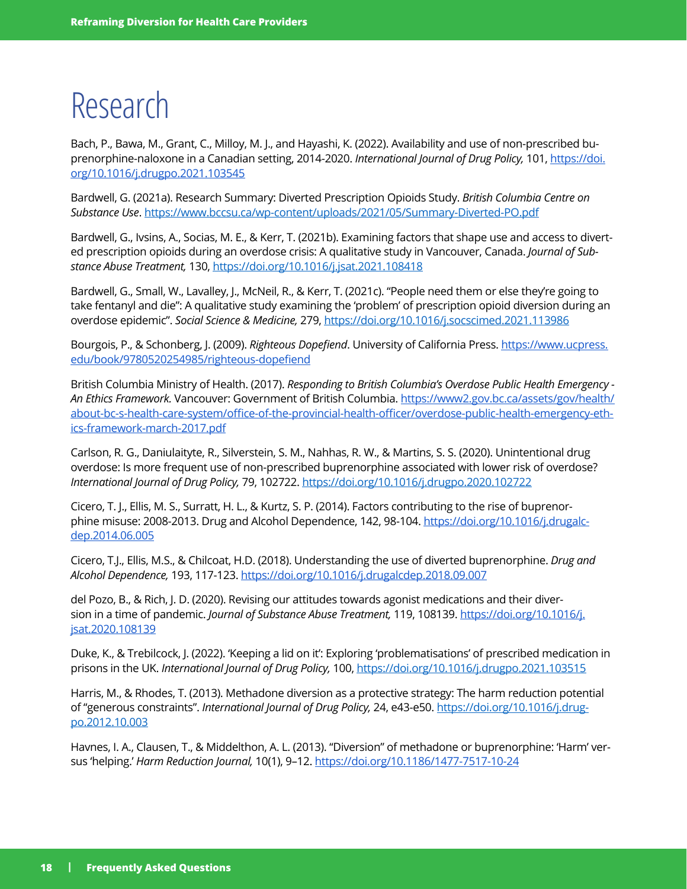# Research

Bach, P., Bawa, M., Grant, C., Milloy, M. J., and Hayashi, K. (2022). Availability and use of non-prescribed buprenorphine-naloxone in a Canadian setting, 2014-2020. *International Journal of Drug Policy,* 101, https://doi.org/10.1016/j.drugpo.2021.103545

Bardwell, G. (2021a). Research Summary: Diverted Prescription Opioids Study. *British Columbia Centre on Substance Use*. https://www.bccsu.ca/wp-content/uploads/2021/05/Summary-Diverted-PO.pdf

Bardwell, G., Ivsins, A., Socias, M. E., & Kerr, T. (2021b). Examining factors that shape use and access to diverted prescription opioids during an overdose crisis: A qualitative study in Vancouver, Canada. *Journal of Substance Abuse Treatment,* 130, https://doi.org/10.1016/j.jsat.2021.108418

Bardwell, G., Small, W., Lavalley, J., McNeil, R., & Kerr, T. (2021c). "People need them or else they're going to take fentanyl and die": A qualitative study examining the 'problem' of prescription opioid diversion during an overdose epidemic". *Social Science & Medicine,* 279, https://doi.org/10.1016/j.socscimed.2021.113986

Bourgois, P., & Schonberg, J. (2009). *Righteous Dopefiend*. University of California Press. https://www.ucpress.edu/book/9780520254985/righteous-dopefiend

British Columbia Ministry of Health. (2017). *Responding to British Columbia's Overdose Public Health Emergency - An Ethics Framework.* Vancouver: Government of British Columbia. https://www2.gov.bc.ca/assets/gov/health/about-bc-s-health-care-system/office-of-the-provincial-health-officer/overdose-public-health-emergency-ethics-framework-march-2017.pdf

Carlson, R. G., Daniulaityte, R., Silverstein, S. M., Nahhas, R. W., & Martins, S. S. (2020). Unintentional drug overdose: Is more frequent use of non-prescribed buprenorphine associated with lower risk of overdose? *International Journal of Drug Policy,* 79, 102722. https://doi.org/10.1016/j.drugpo.2020.102722

Cicero, T. J., Ellis, M. S., Surratt, H. L., & Kurtz, S. P. (2014). Factors contributing to the rise of buprenorphine misuse: 2008-2013. Drug and Alcohol Dependence, 142, 98-104. https://doi.org/10.1016/j.drugalcdep.2014.06.005

Cicero, T.J., Ellis, M.S., & Chilcoat, H.D. (2018). Understanding the use of diverted buprenorphine. *Drug and Alcohol Dependence,* 193, 117-123. https://doi.org/10.1016/j.drugalcdep.2018.09.007

del Pozo, B., & Rich, J. D. (2020). Revising our attitudes towards agonist medications and their diversion in a time of pandemic. *Journal of Substance Abuse Treatment,* 119, 108139. https://doi.org/10.1016/j.jsat.2020.108139

Duke, K., & Trebilcock, J. (2022). 'Keeping a lid on it': Exploring 'problematisations' of prescribed medication in prisons in the UK. *International Journal of Drug Policy,* 100, https://doi.org/10.1016/j.drugpo.2021.103515

Harris, M., & Rhodes, T. (2013). Methadone diversion as a protective strategy: The harm reduction potential of "generous constraints". *International Journal of Drug Policy,* 24, e43-e50. https://doi.org/10.1016/j.drugpo.2012.10.003

Havnes, I. A., Clausen, T., & Middelthon, A. L. (2013). "Diversion" of methadone or buprenorphine: 'Harm' versus 'helping.' *Harm Reduction Journal,* 10(1), 9–12. https://doi.org/10.1186/1477-7517-10-24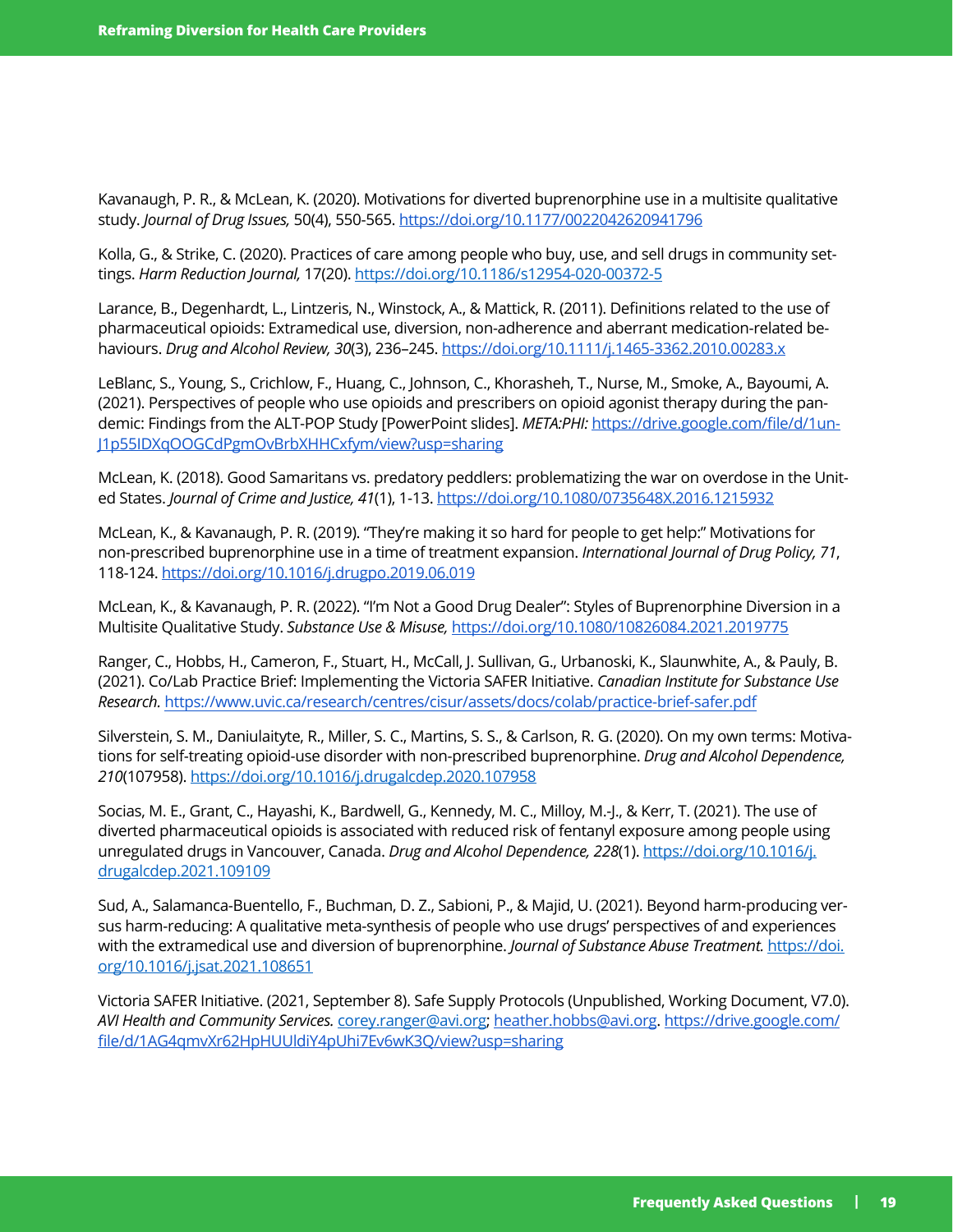Kavanaugh, P. R., & McLean, K. (2020). Motivations for diverted buprenorphine use in a multisite qualitative study. *Journal of Drug Issues,* 50(4), 550-565. https://doi.org/10.1177/0022042620941796

Kolla, G., & Strike, C. (2020). Practices of care among people who buy, use, and sell drugs in community settings. *Harm Reduction Journal,* 17(20). https://doi.org/10.1186/s12954-020-00372-5

Larance, B., Degenhardt, L., Lintzeris, N., Winstock, A., & Mattick, R. (2011). Definitions related to the use of pharmaceutical opioids: Extramedical use, diversion, non-adherence and aberrant medication-related behaviours. *Drug and Alcohol Review, 30*(3), 236–245. https://doi.org/10.1111/j.1465-3362.2010.00283.x

LeBlanc, S., Young, S., Crichlow, F., Huang, C., Johnson, C., Khorasheh, T., Nurse, M., Smoke, A., Bayoumi, A. (2021). Perspectives of people who use opioids and prescribers on opioid agonist therapy during the pandemic: Findings from the ALT-POP Study [PowerPoint slides]. *META:PHI:* https://drive.google.com/file/d/1un-J1p55IDXqOOGCdPgmOvBrbXHHCxfym/view?usp=sharing

McLean, K. (2018). Good Samaritans vs. predatory peddlers: problematizing the war on overdose in the United States. *Journal of Crime and Justice, 41*(1), 1-13. https://doi.org/10.1080/0735648X.2016.1215932

McLean, K., & Kavanaugh, P. R. (2019). "They're making it so hard for people to get help:" Motivations for non-prescribed buprenorphine use in a time of treatment expansion. *International Journal of Drug Policy, 71*, 118-124. https://doi.org/10.1016/j.drugpo.2019.06.019

McLean, K., & Kavanaugh, P. R. (2022). "I'm Not a Good Drug Dealer": Styles of Buprenorphine Diversion in a Multisite Qualitative Study. *Substance Use & Misuse,* https://doi.org/10.1080/10826084.2021.2019775

Ranger, C., Hobbs, H., Cameron, F., Stuart, H., McCall, J. Sullivan, G., Urbanoski, K., Slaunwhite, A., & Pauly, B. (2021). Co/Lab Practice Brief: Implementing the Victoria SAFER Initiative. *Canadian Institute for Substance Use Research.* https://www.uvic.ca/research/centres/cisur/assets/docs/colab/practice-brief-safer.pdf

Silverstein, S. M., Daniulaityte, R., Miller, S. C., Martins, S. S., & Carlson, R. G. (2020). On my own terms: Motivations for self-treating opioid-use disorder with non-prescribed buprenorphine. *Drug and Alcohol Dependence, 210*(107958). https://doi.org/10.1016/j.drugalcdep.2020.107958

Socias, M. E., Grant, C., Hayashi, K., Bardwell, G., Kennedy, M. C., Milloy, M.-J., & Kerr, T. (2021). The use of diverted pharmaceutical opioids is associated with reduced risk of fentanyl exposure among people using unregulated drugs in Vancouver, Canada. *Drug and Alcohol Dependence, 228*(1). https://doi.org/10.1016/j.drugalcdep.2021.109109

Sud, A., Salamanca-Buentello, F., Buchman, D. Z., Sabioni, P., & Majid, U. (2021). Beyond harm-producing versus harm-reducing: A qualitative meta-synthesis of people who use drugs' perspectives of and experiences with the extramedical use and diversion of buprenorphine. *Journal of Substance Abuse Treatment.* https://doi.org/10.1016/j.jsat.2021.108651

Victoria SAFER Initiative. (2021, September 8). Safe Supply Protocols (Unpublished, Working Document, V7.0). *AVI Health and Community Services.* corey.ranger@avi.org; heather.hobbs@avi.org. https://drive.google.com/file/d/1AG4qmvXr62HpHUUldiY4pUhi7Ev6wK3Q/view?usp=sharing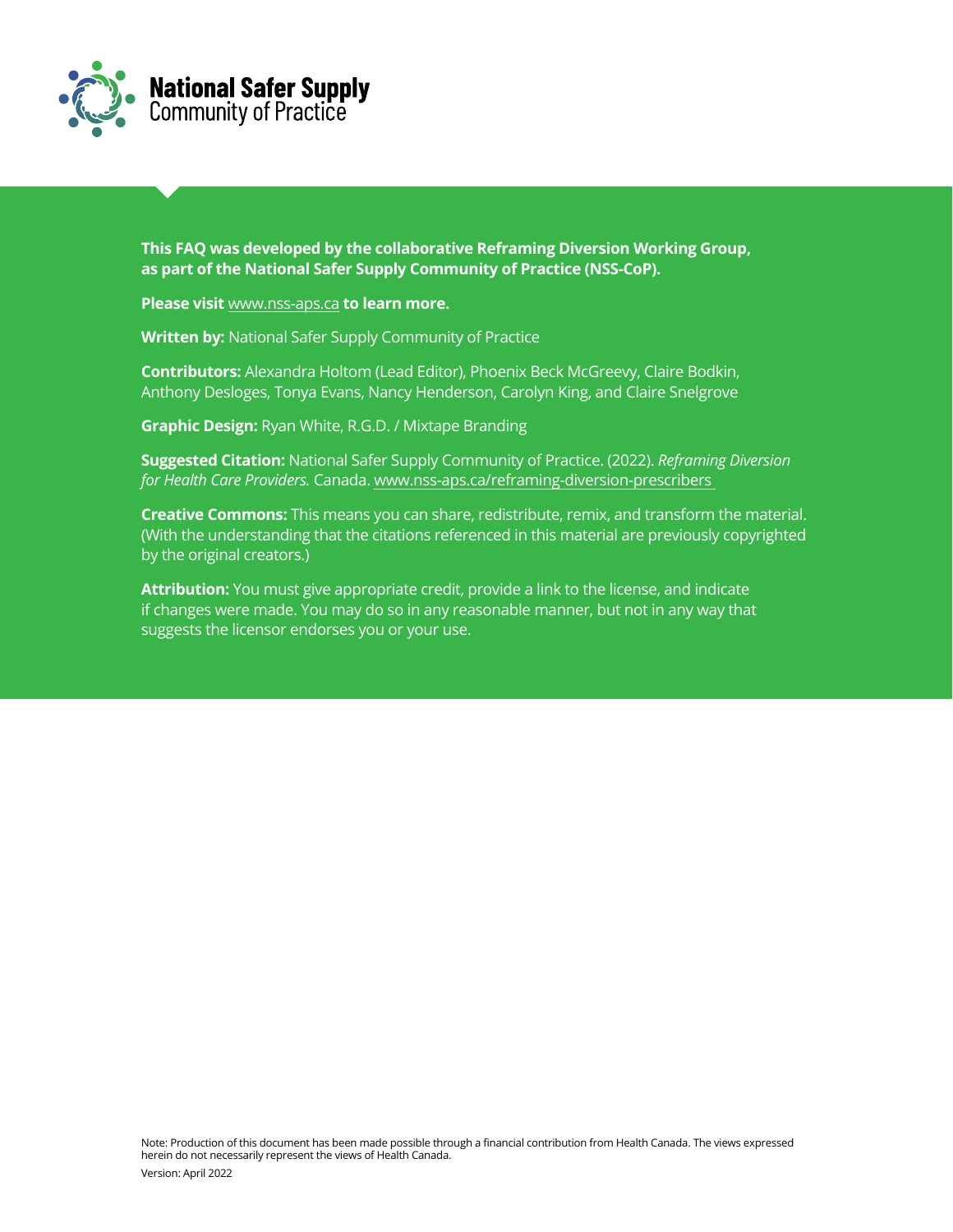**National Safer Supply**
Community of Practice

**This FAQ was developed by the collaborative Reframing Diversion Working Group, as part of the National Safer Supply Community of Practice (NSS-CoP).**

**Please visit** www.nss-aps.ca **to learn more.**

**Written by:** National Safer Supply Community of Practice

**Contributors:** Alexandra Holtom (Lead Editor), Phoenix Beck McGreevy, Claire Bodkin, Anthony Desloges, Tonya Evans, Nancy Henderson, Carolyn King, and Claire Snelgrove

**Graphic Design:** Ryan White, R.G.D. / Mixtape Branding

**Suggested Citation:** National Safer Supply Community of Practice. (2022). *Reframing Diversion for Health Care Providers.* Canada. www.nss-aps.ca/reframing-diversion-prescribers

**Creative Commons:** This means you can share, redistribute, remix, and transform the material. (With the understanding that the citations referenced in this material are previously copyrighted by the original creators.)

**Attribution:** You must give appropriate credit, provide a link to the license, and indicate if changes were made. You may do so in any reasonable manner, but not in any way that suggests the licensor endorses you or your use.

Note: Production of this document has been made possible through a financial contribution from Health Canada. The views expressed herein do not necessarily represent the views of Health Canada.

Version: April 2022